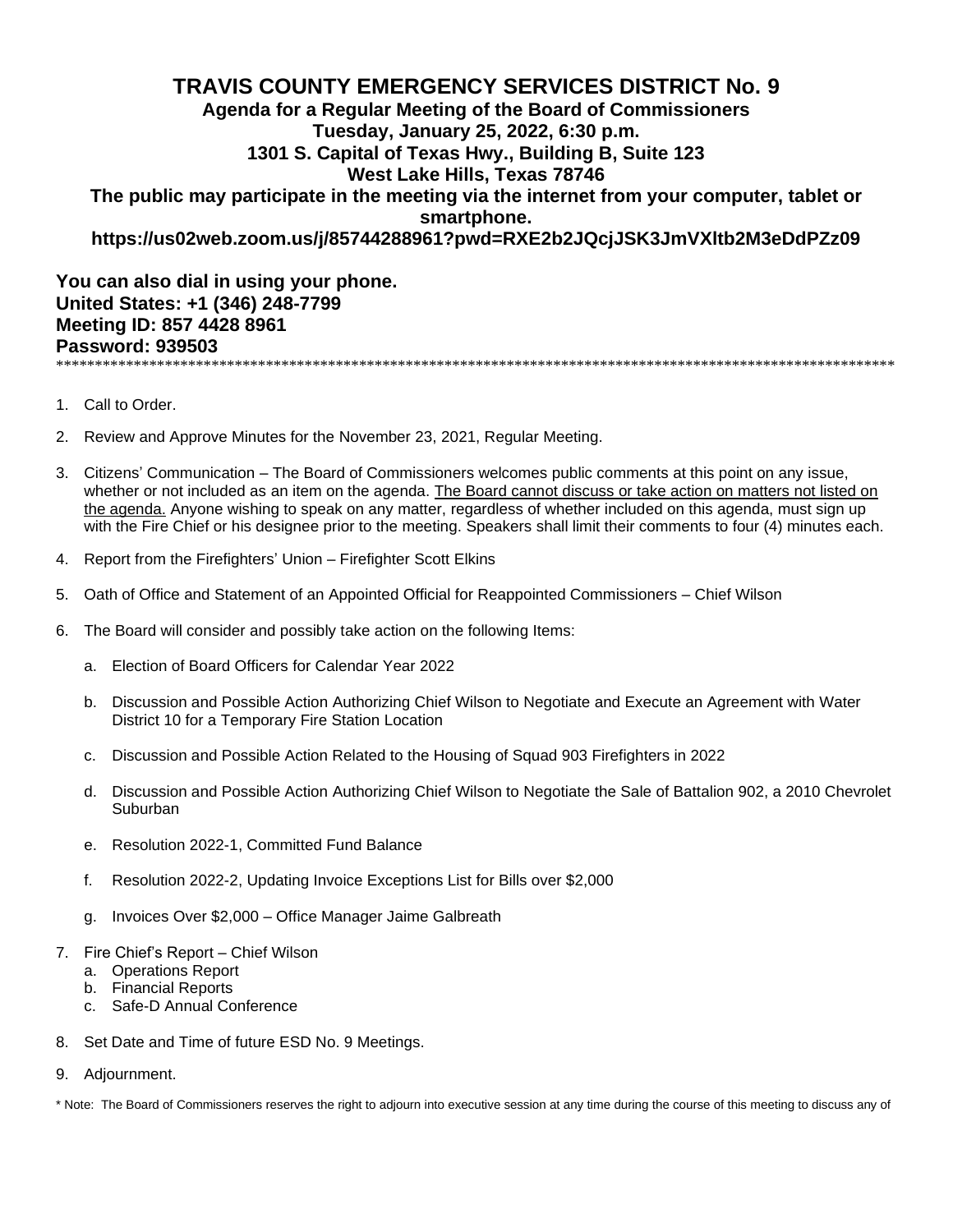# TRAVIS COUNTY EMERGENCY SERVICES DISTRICT No. 9

**Agenda for a Regular Meeting of the Board of Commissioners**
**Tuesday, January 25, 2022, 6:30 p.m.**
**1301 S. Capital of Texas Hwy., Building B, Suite 123**
**West Lake Hills, Texas 78746**
**The public may participate in the meeting via the internet from your computer, tablet or smartphone.**
**https://us02web.zoom.us/j/85744288961?pwd=RXE2b2JQcjJSK3JmVXltb2M3eDdPZz09**

**You can also dial in using your phone.**
**United States: +1 (346) 248-7799**
**Meeting ID: 857 4428 8961**
**Password: 939503**

***************************************************************************************************************

1. Call to Order.
2. Review and Approve Minutes for the November 23, 2021, Regular Meeting.
3. Citizens' Communication – The Board of Commissioners welcomes public comments at this point on any issue, whether or not included as an item on the agenda. <u>The Board cannot discuss or take action on matters not listed on the agenda.</u> Anyone wishing to speak on any matter, regardless of whether included on this agenda, must sign up with the Fire Chief or his designee prior to the meeting. Speakers shall limit their comments to four (4) minutes each.
4. Report from the Firefighters' Union – Firefighter Scott Elkins
5. Oath of Office and Statement of an Appointed Official for Reappointed Commissioners – Chief Wilson
6. The Board will consider and possibly take action on the following Items:
   a. Election of Board Officers for Calendar Year 2022
   b. Discussion and Possible Action Authorizing Chief Wilson to Negotiate and Execute an Agreement with Water District 10 for a Temporary Fire Station Location
   c. Discussion and Possible Action Related to the Housing of Squad 903 Firefighters in 2022
   d. Discussion and Possible Action Authorizing Chief Wilson to Negotiate the Sale of Battalion 902, a 2010 Chevrolet Suburban
   e. Resolution 2022-1, Committed Fund Balance
   f. Resolution 2022-2, Updating Invoice Exceptions List for Bills over $2,000
   g. Invoices Over $2,000 – Office Manager Jaime Galbreath
7. Fire Chief's Report – Chief Wilson
   a. Operations Report
   b. Financial Reports
   c. Safe-D Annual Conference
8. Set Date and Time of future ESD No. 9 Meetings.
9. Adjournment.

* Note: The Board of Commissioners reserves the right to adjourn into executive session at any time during the course of this meeting to discuss any of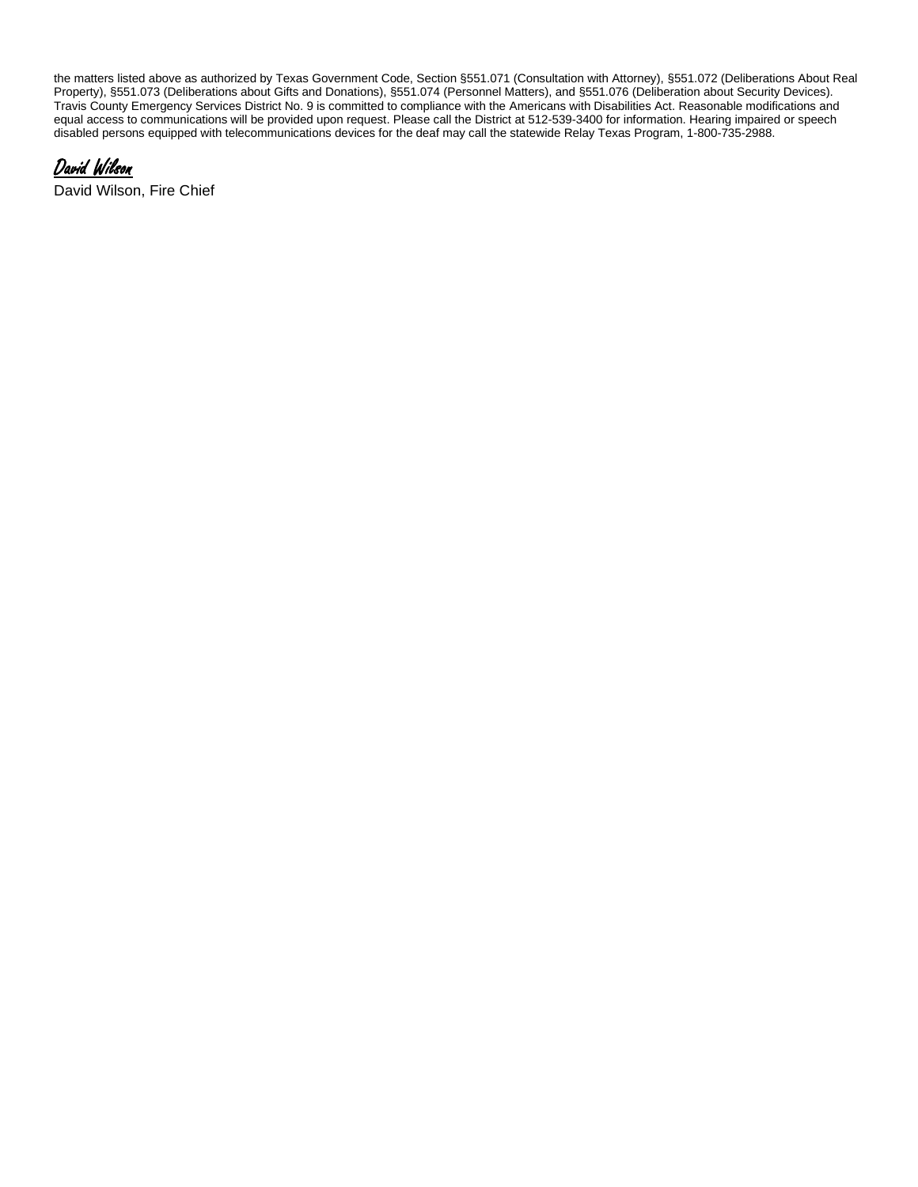the matters listed above as authorized by Texas Government Code, Section §551.071 (Consultation with Attorney), §551.072 (Deliberations About Real Property), §551.073 (Deliberations about Gifts and Donations), §551.074 (Personnel Matters), and §551.076 (Deliberation about Security Devices). Travis County Emergency Services District No. 9 is committed to compliance with the Americans with Disabilities Act. Reasonable modifications and equal access to communications will be provided upon request. Please call the District at 512-539-3400 for information. Hearing impaired or speech disabled persons equipped with telecommunications devices for the deaf may call the statewide Relay Texas Program, 1-800-735-2988.

*David Wilson*

David Wilson, Fire Chief